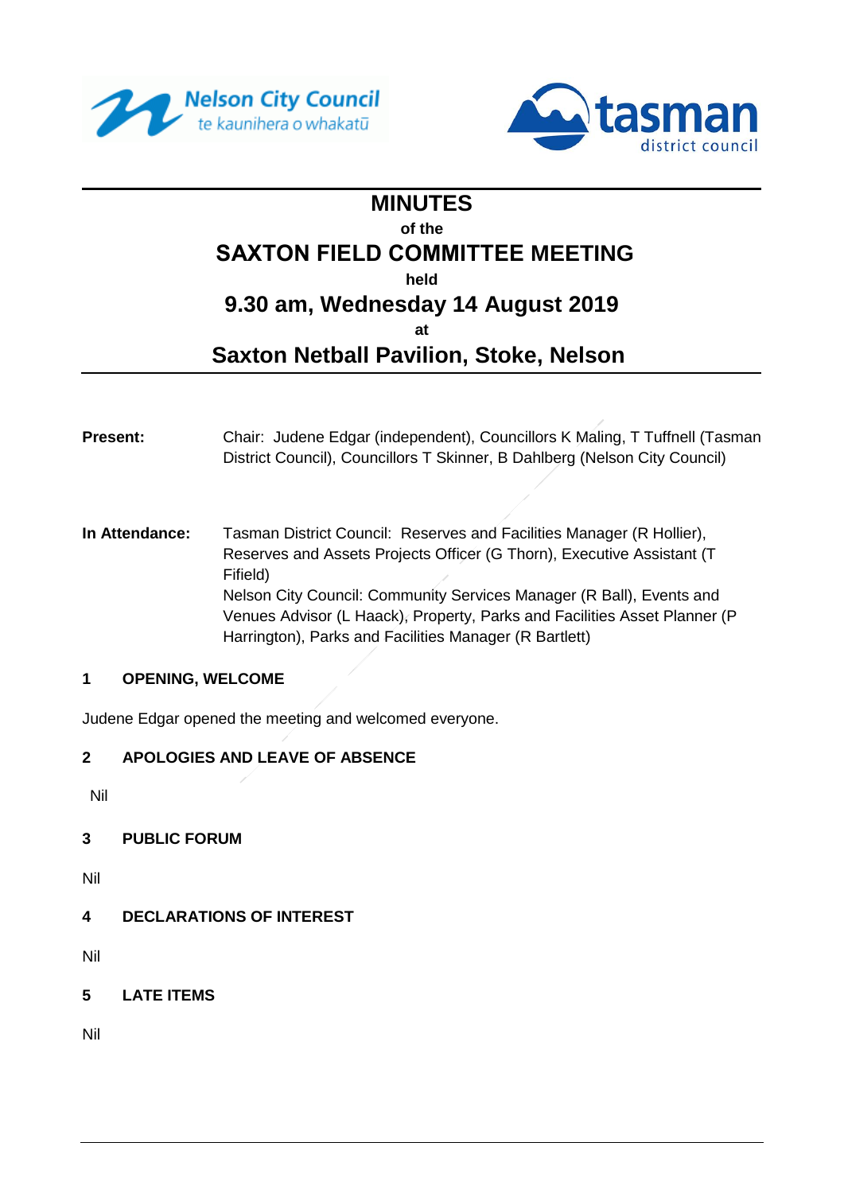# MINUTES

**of the**

# SAXTON FIELD COMMITTEE MEETING

**held**

## 9.30 am, Wednesday 14 August 2019

**at**

## Saxton Netball Pavilion, Stoke, Nelson

**Present:** Chair: Judene Edgar (independent), Councillors K Maling, T Tuffnell (Tasman District Council), Councillors T Skinner, B Dahlberg (Nelson City Council)

**In Attendance:** Tasman District Council: Reserves and Facilities Manager (R Hollier), Reserves and Assets Projects Officer (G Thorn), Executive Assistant (T Fifield)
Nelson City Council: Community Services Manager (R Ball), Events and Venues Advisor (L Haack), Property, Parks and Facilities Asset Planner (P Harrington), Parks and Facilities Manager (R Bartlett)

### 1 OPENING, WELCOME

Judene Edgar opened the meeting and welcomed everyone.

### 2 APOLOGIES AND LEAVE OF ABSENCE

Nil

### 3 PUBLIC FORUM

Nil

### 4 DECLARATIONS OF INTEREST

Nil

### 5 LATE ITEMS

Nil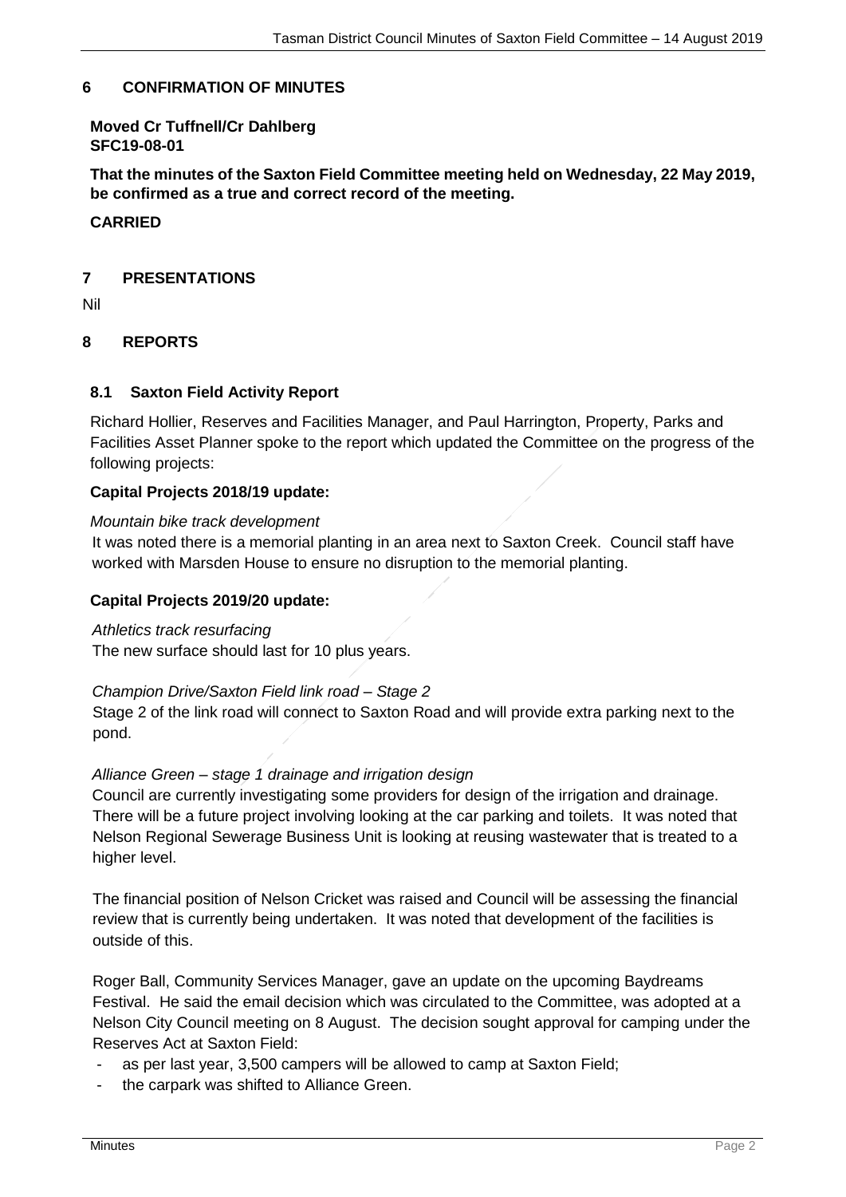## 6 CONFIRMATION OF MINUTES

**Moved Cr Tuffnell/Cr Dahlberg**
**SFC19-08-01**

**That the minutes of the Saxton Field Committee meeting held on Wednesday, 22 May 2019, be confirmed as a true and correct record of the meeting.**

**CARRIED**

## 7 PRESENTATIONS

Nil

## 8 REPORTS

### 8.1 Saxton Field Activity Report

Richard Hollier, Reserves and Facilities Manager, and Paul Harrington, Property, Parks and Facilities Asset Planner spoke to the report which updated the Committee on the progress of the following projects:

**Capital Projects 2018/19 update:**

*Mountain bike track development*

It was noted there is a memorial planting in an area next to Saxton Creek. Council staff have worked with Marsden House to ensure no disruption to the memorial planting.

**Capital Projects 2019/20 update:**

*Athletics track resurfacing*

The new surface should last for 10 plus years.

*Champion Drive/Saxton Field link road – Stage 2*

Stage 2 of the link road will connect to Saxton Road and will provide extra parking next to the pond.

*Alliance Green – stage 1 drainage and irrigation design*

Council are currently investigating some providers for design of the irrigation and drainage. There will be a future project involving looking at the car parking and toilets. It was noted that Nelson Regional Sewerage Business Unit is looking at reusing wastewater that is treated to a higher level.

The financial position of Nelson Cricket was raised and Council will be assessing the financial review that is currently being undertaken. It was noted that development of the facilities is outside of this.

Roger Ball, Community Services Manager, gave an update on the upcoming Baydreams Festival. He said the email decision which was circulated to the Committee, was adopted at a Nelson City Council meeting on 8 August. The decision sought approval for camping under the Reserves Act at Saxton Field:

- as per last year, 3,500 campers will be allowed to camp at Saxton Field;
- the carpark was shifted to Alliance Green.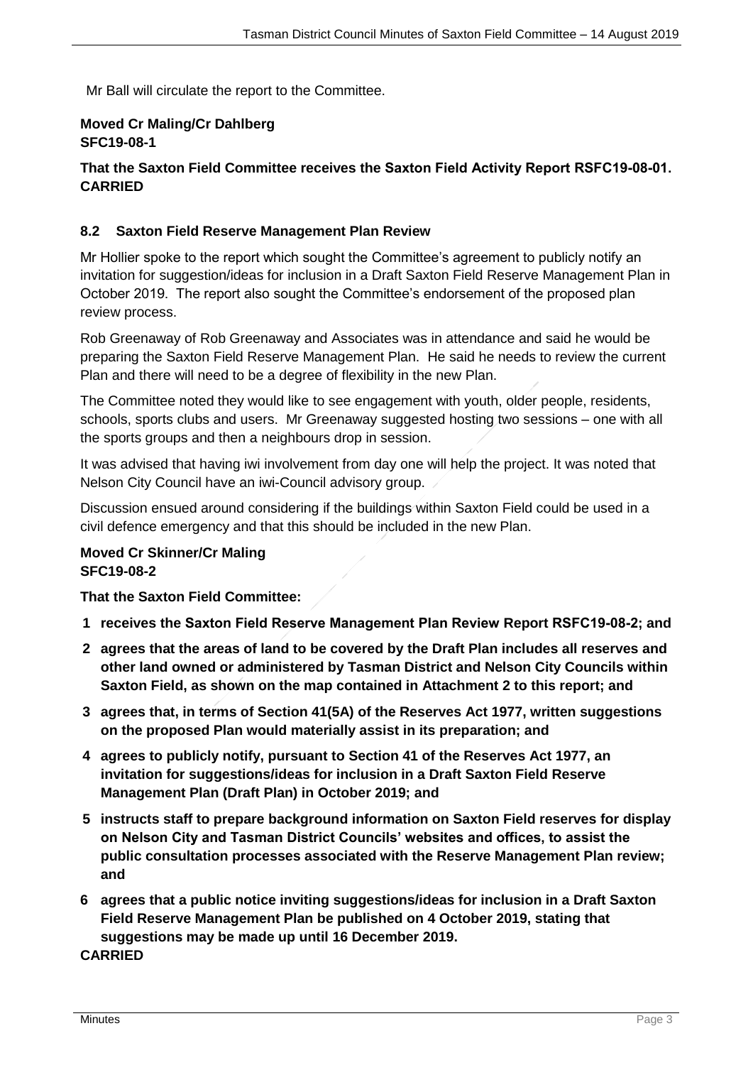Mr Ball will circulate the report to the Committee.

**Moved Cr Maling/Cr Dahlberg**
**SFC19-08-1**

**That the Saxton Field Committee receives the Saxton Field Activity Report RSFC19-08-01.**
**CARRIED**

### 8.2 Saxton Field Reserve Management Plan Review

Mr Hollier spoke to the report which sought the Committee's agreement to publicly notify an invitation for suggestion/ideas for inclusion in a Draft Saxton Field Reserve Management Plan in October 2019. The report also sought the Committee's endorsement of the proposed plan review process.

Rob Greenaway of Rob Greenaway and Associates was in attendance and said he would be preparing the Saxton Field Reserve Management Plan. He said he needs to review the current Plan and there will need to be a degree of flexibility in the new Plan.

The Committee noted they would like to see engagement with youth, older people, residents, schools, sports clubs and users. Mr Greenaway suggested hosting two sessions – one with all the sports groups and then a neighbours drop in session.

It was advised that having iwi involvement from day one will help the project. It was noted that Nelson City Council have an iwi-Council advisory group.

Discussion ensued around considering if the buildings within Saxton Field could be used in a civil defence emergency and that this should be included in the new Plan.

**Moved Cr Skinner/Cr Maling**
**SFC19-08-2**

**That the Saxton Field Committee:**

1. **receives the Saxton Field Reserve Management Plan Review Report RSFC19-08-2; and**
2. **agrees that the areas of land to be covered by the Draft Plan includes all reserves and other land owned or administered by Tasman District and Nelson City Councils within Saxton Field, as shown on the map contained in Attachment 2 to this report; and**
3. **agrees that, in terms of Section 41(5A) of the Reserves Act 1977, written suggestions on the proposed Plan would materially assist in its preparation; and**
4. **agrees to publicly notify, pursuant to Section 41 of the Reserves Act 1977, an invitation for suggestions/ideas for inclusion in a Draft Saxton Field Reserve Management Plan (Draft Plan) in October 2019; and**
5. **instructs staff to prepare background information on Saxton Field reserves for display on Nelson City and Tasman District Councils' websites and offices, to assist the public consultation processes associated with the Reserve Management Plan review; and**
6. **agrees that a public notice inviting suggestions/ideas for inclusion in a Draft Saxton Field Reserve Management Plan be published on 4 October 2019, stating that suggestions may be made up until 16 December 2019.**

**CARRIED**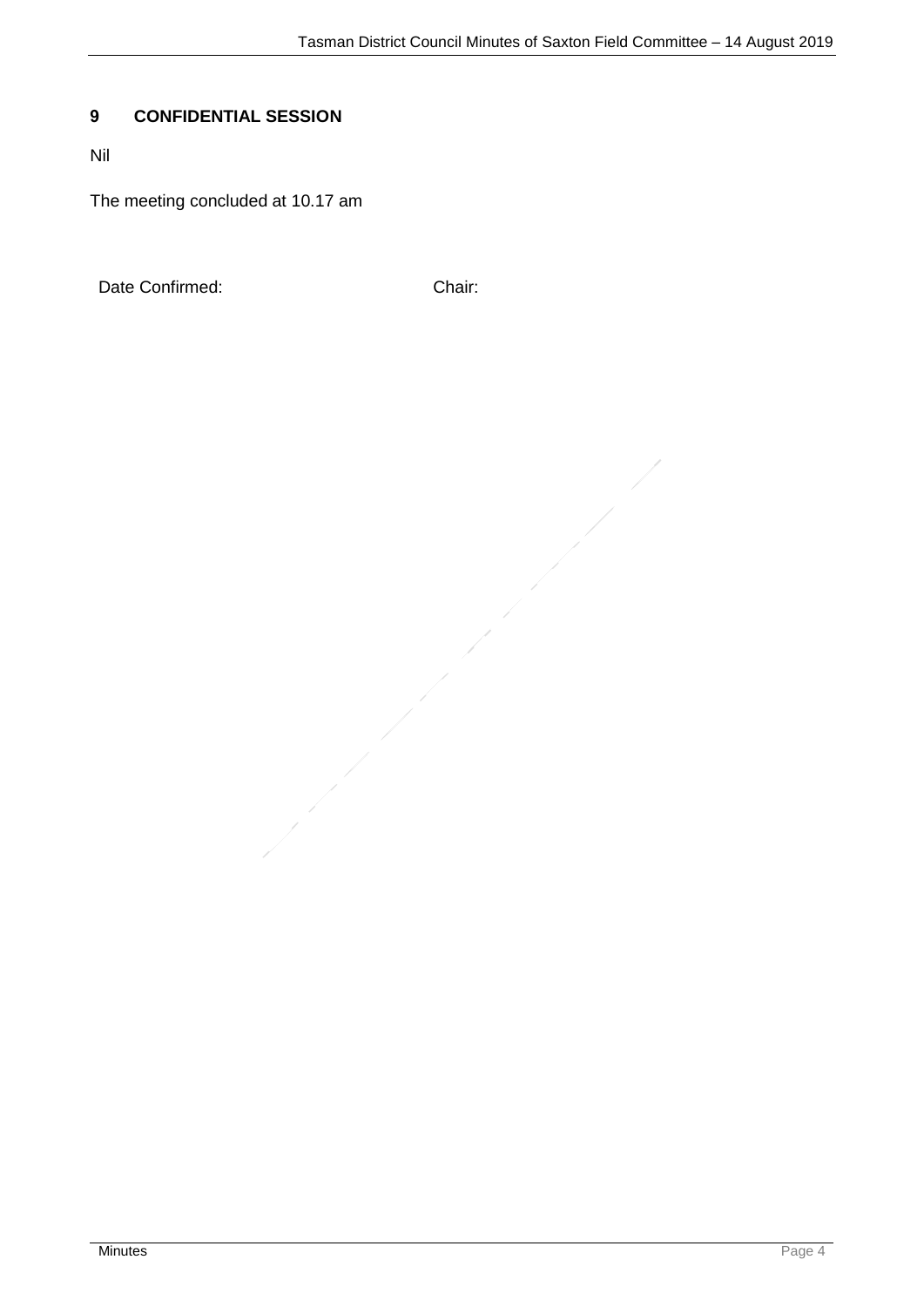## 9 CONFIDENTIAL SESSION

Nil

The meeting concluded at 10.17 am

Date Confirmed: Chair: